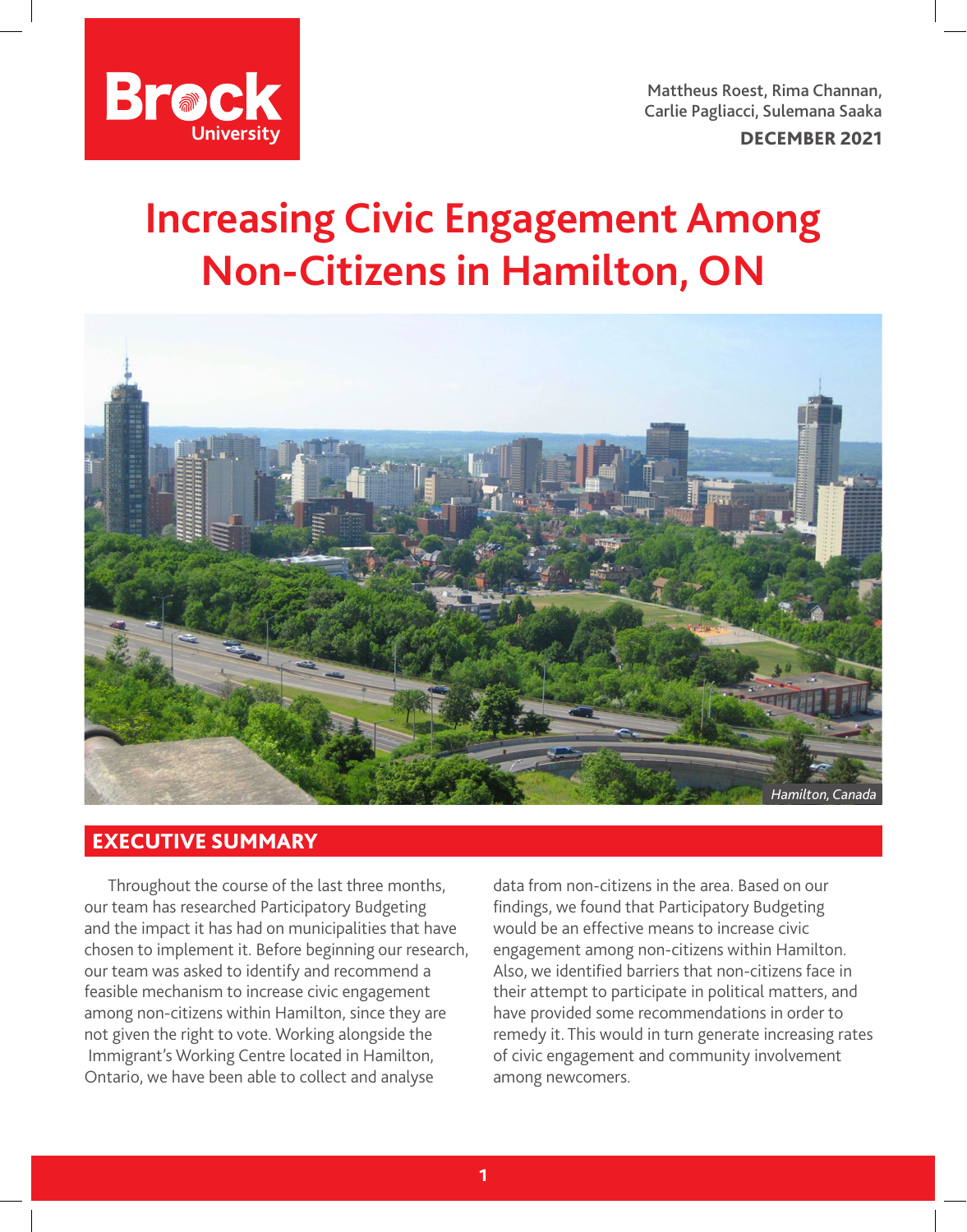Mattheus Roest, Rima Channan, Carlie Pagliacci, Sulemana Saaka

**DECEMBER 2021**

# Increasing Civic Engagement Among Non-Citizens in Hamilton, ON

*Hamilton, Canada*

## EXECUTIVE SUMMARY

Throughout the course of the last three months, our team has researched Participatory Budgeting and the impact it has had on municipalities that have chosen to implement it. Before beginning our research, our team was asked to identify and recommend a feasible mechanism to increase civic engagement among non-citizens within Hamilton, since they are not given the right to vote. Working alongside the Immigrant's Working Centre located in Hamilton, Ontario, we have been able to collect and analyse data from non-citizens in the area. Based on our findings, we found that Participatory Budgeting would be an effective means to increase civic engagement among non-citizens within Hamilton. Also, we identified barriers that non-citizens face in their attempt to participate in political matters, and have provided some recommendations in order to remedy it. This would in turn generate increasing rates of civic engagement and community involvement among newcomers.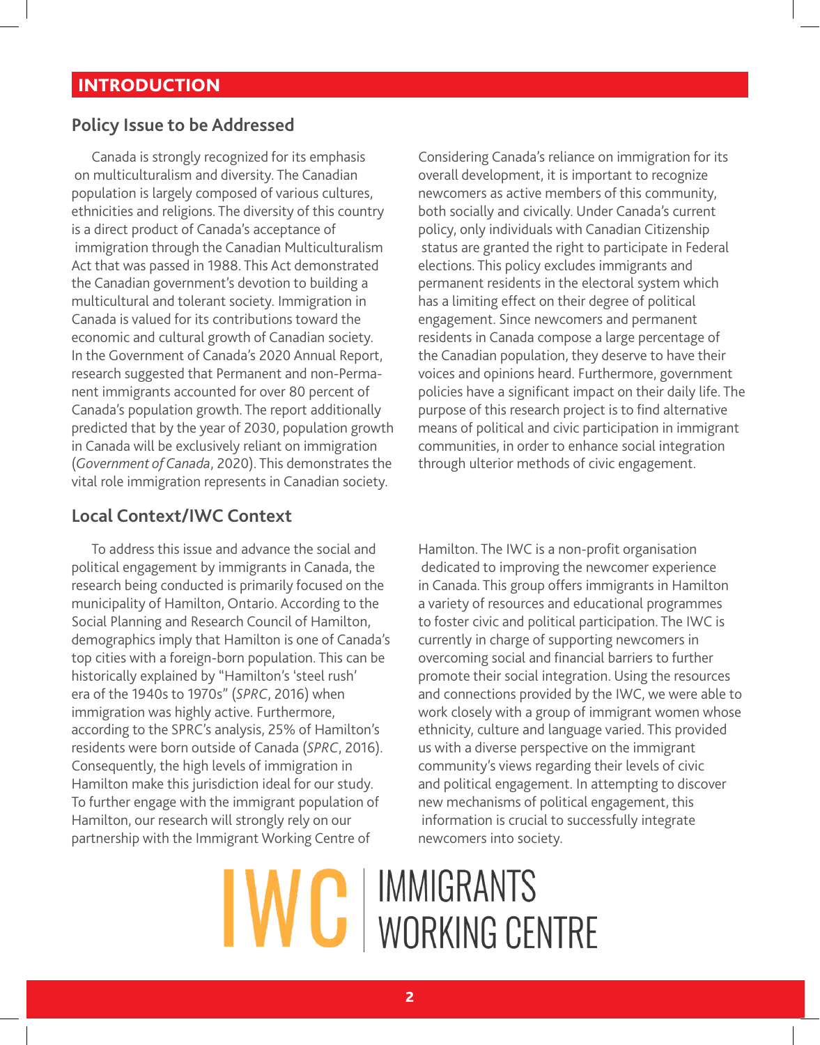## INTRODUCTION

### Policy Issue to be Addressed

Canada is strongly recognized for its emphasis on multiculturalism and diversity. The Canadian population is largely composed of various cultures, ethnicities and religions. The diversity of this country is a direct product of Canada's acceptance of immigration through the Canadian Multiculturalism Act that was passed in 1988. This Act demonstrated the Canadian government's devotion to building a multicultural and tolerant society. Immigration in Canada is valued for its contributions toward the economic and cultural growth of Canadian society. In the Government of Canada's 2020 Annual Report, research suggested that Permanent and non-Permanent immigrants accounted for over 80 percent of Canada's population growth. The report additionally predicted that by the year of 2030, population growth in Canada will be exclusively reliant on immigration (*Government of Canada*, 2020). This demonstrates the vital role immigration represents in Canadian society.

Considering Canada's reliance on immigration for its overall development, it is important to recognize newcomers as active members of this community, both socially and civically. Under Canada's current policy, only individuals with Canadian Citizenship status are granted the right to participate in Federal elections. This policy excludes immigrants and permanent residents in the electoral system which has a limiting effect on their degree of political engagement. Since newcomers and permanent residents in Canada compose a large percentage of the Canadian population, they deserve to have their voices and opinions heard. Furthermore, government policies have a significant impact on their daily life. The purpose of this research project is to find alternative means of political and civic participation in immigrant communities, in order to enhance social integration through ulterior methods of civic engagement.

### Local Context/IWC Context

To address this issue and advance the social and political engagement by immigrants in Canada, the research being conducted is primarily focused on the municipality of Hamilton, Ontario. According to the Social Planning and Research Council of Hamilton, demographics imply that Hamilton is one of Canada's top cities with a foreign-born population. This can be historically explained by "Hamilton's 'steel rush' era of the 1940s to 1970s" (*SPRC*, 2016) when immigration was highly active. Furthermore, according to the SPRC's analysis, 25% of Hamilton's residents were born outside of Canada (*SPRC*, 2016). Consequently, the high levels of immigration in Hamilton make this jurisdiction ideal for our study. To further engage with the immigrant population of Hamilton, our research will strongly rely on our partnership with the Immigrant Working Centre of Hamilton. The IWC is a non-profit organisation dedicated to improving the newcomer experience in Canada. This group offers immigrants in Hamilton a variety of resources and educational programmes to foster civic and political participation. The IWC is currently in charge of supporting newcomers in overcoming social and financial barriers to further promote their social integration. Using the resources and connections provided by the IWC, we were able to work closely with a group of immigrant women whose ethnicity, culture and language varied. This provided us with a diverse perspective on the immigrant community's views regarding their levels of civic and political engagement. In attempting to discover new mechanisms of political engagement, this information is crucial to successfully integrate newcomers into society.

IWC | IMMIGRANTS WORKING CENTRE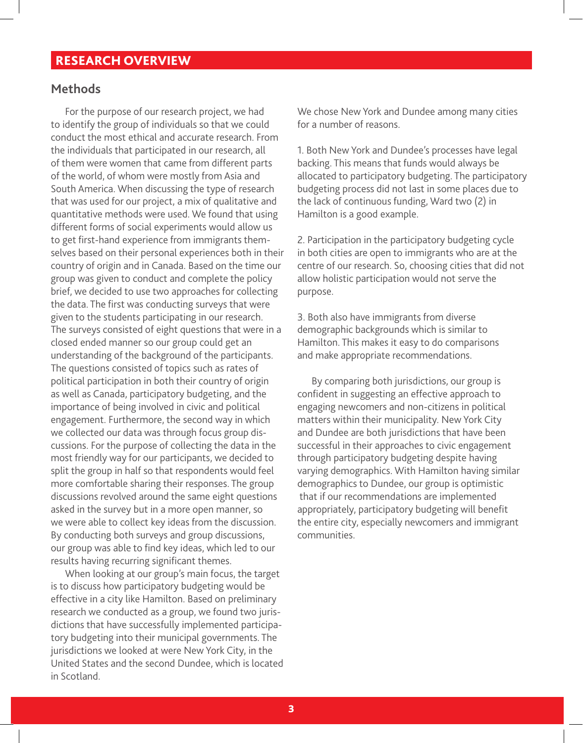## RESEARCH OVERVIEW

### Methods

For the purpose of our research project, we had to identify the group of individuals so that we could conduct the most ethical and accurate research. From the individuals that participated in our research, all of them were women that came from different parts of the world, of whom were mostly from Asia and South America. When discussing the type of research that was used for our project, a mix of qualitative and quantitative methods were used. We found that using different forms of social experiments would allow us to get first-hand experience from immigrants themselves based on their personal experiences both in their country of origin and in Canada. Based on the time our group was given to conduct and complete the policy brief, we decided to use two approaches for collecting the data. The first was conducting surveys that were given to the students participating in our research. The surveys consisted of eight questions that were in a closed ended manner so our group could get an understanding of the background of the participants. The questions consisted of topics such as rates of political participation in both their country of origin as well as Canada, participatory budgeting, and the importance of being involved in civic and political engagement. Furthermore, the second way in which we collected our data was through focus group discussions. For the purpose of collecting the data in the most friendly way for our participants, we decided to split the group in half so that respondents would feel more comfortable sharing their responses. The group discussions revolved around the same eight questions asked in the survey but in a more open manner, so we were able to collect key ideas from the discussion. By conducting both surveys and group discussions, our group was able to find key ideas, which led to our results having recurring significant themes.

When looking at our group's main focus, the target is to discuss how participatory budgeting would be effective in a city like Hamilton. Based on preliminary research we conducted as a group, we found two jurisdictions that have successfully implemented participatory budgeting into their municipal governments. The jurisdictions we looked at were New York City, in the United States and the second Dundee, which is located in Scotland.

We chose New York and Dundee among many cities for a number of reasons.

1. Both New York and Dundee's processes have legal backing. This means that funds would always be allocated to participatory budgeting. The participatory budgeting process did not last in some places due to the lack of continuous funding, Ward two (2) in Hamilton is a good example.

2. Participation in the participatory budgeting cycle in both cities are open to immigrants who are at the centre of our research. So, choosing cities that did not allow holistic participation would not serve the purpose.

3. Both also have immigrants from diverse demographic backgrounds which is similar to Hamilton. This makes it easy to do comparisons and make appropriate recommendations.

By comparing both jurisdictions, our group is confident in suggesting an effective approach to engaging newcomers and non-citizens in political matters within their municipality. New York City and Dundee are both jurisdictions that have been successful in their approaches to civic engagement through participatory budgeting despite having varying demographics. With Hamilton having similar demographics to Dundee, our group is optimistic that if our recommendations are implemented appropriately, participatory budgeting will benefit the entire city, especially newcomers and immigrant communities.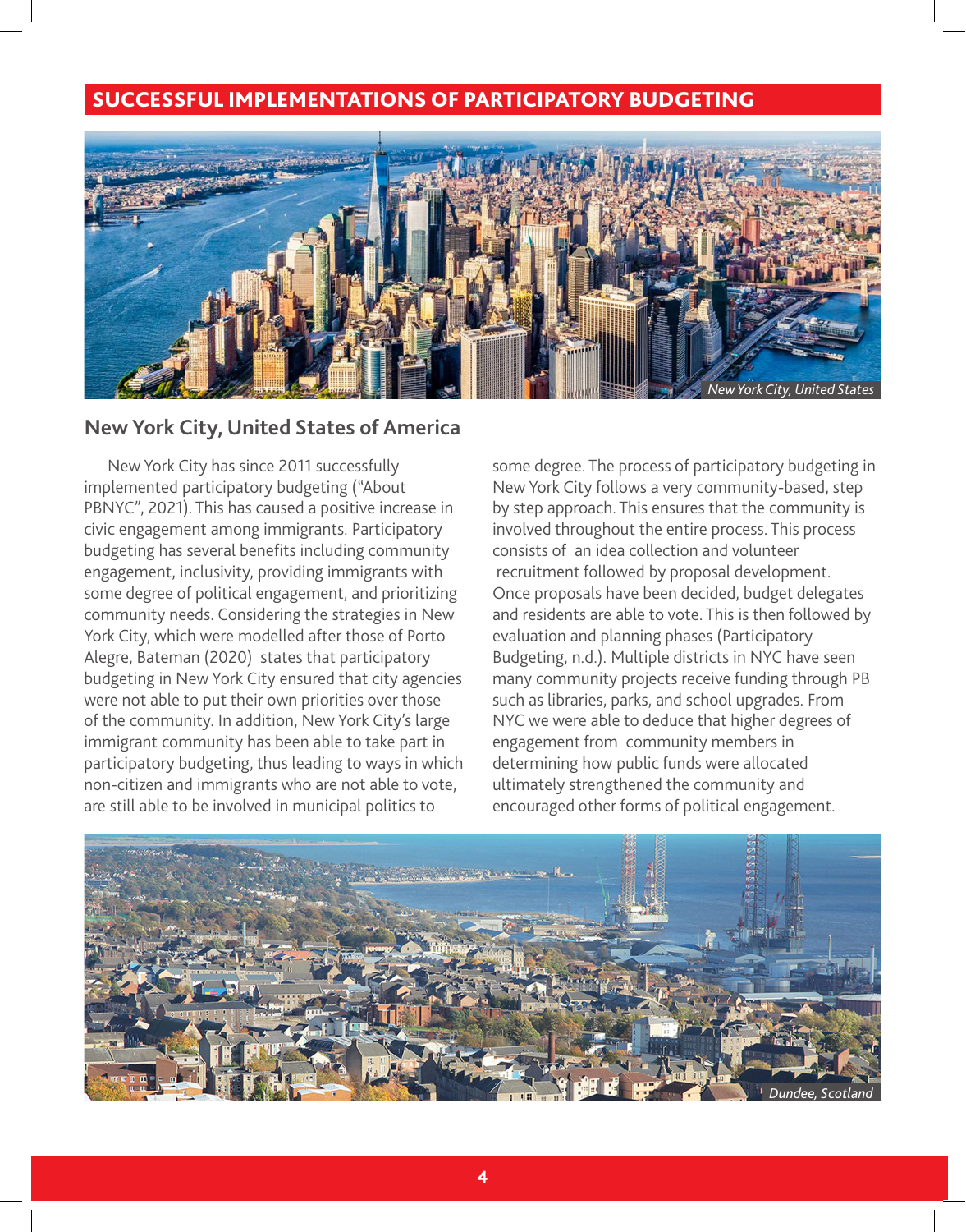## SUCCESSFUL IMPLEMENTATIONS OF PARTICIPATORY BUDGETING

*New York City, United States*

### New York City, United States of America

New York City has since 2011 successfully implemented participatory budgeting ("About PBNYC", 2021). This has caused a positive increase in civic engagement among immigrants. Participatory budgeting has several benefits including community engagement, inclusivity, providing immigrants with some degree of political engagement, and prioritizing community needs. Considering the strategies in New York City, which were modelled after those of Porto Alegre, Bateman (2020) states that participatory budgeting in New York City ensured that city agencies were not able to put their own priorities over those of the community. In addition, New York City's large immigrant community has been able to take part in participatory budgeting, thus leading to ways in which non-citizen and immigrants who are not able to vote, are still able to be involved in municipal politics to some degree. The process of participatory budgeting in New York City follows a very community-based, step by step approach. This ensures that the community is involved throughout the entire process. This process consists of an idea collection and volunteer recruitment followed by proposal development. Once proposals have been decided, budget delegates and residents are able to vote. This is then followed by evaluation and planning phases (Participatory Budgeting, n.d.). Multiple districts in NYC have seen many community projects receive funding through PB such as libraries, parks, and school upgrades. From NYC we were able to deduce that higher degrees of engagement from community members in determining how public funds were allocated ultimately strengthened the community and encouraged other forms of political engagement.

*Dundee, Scotland*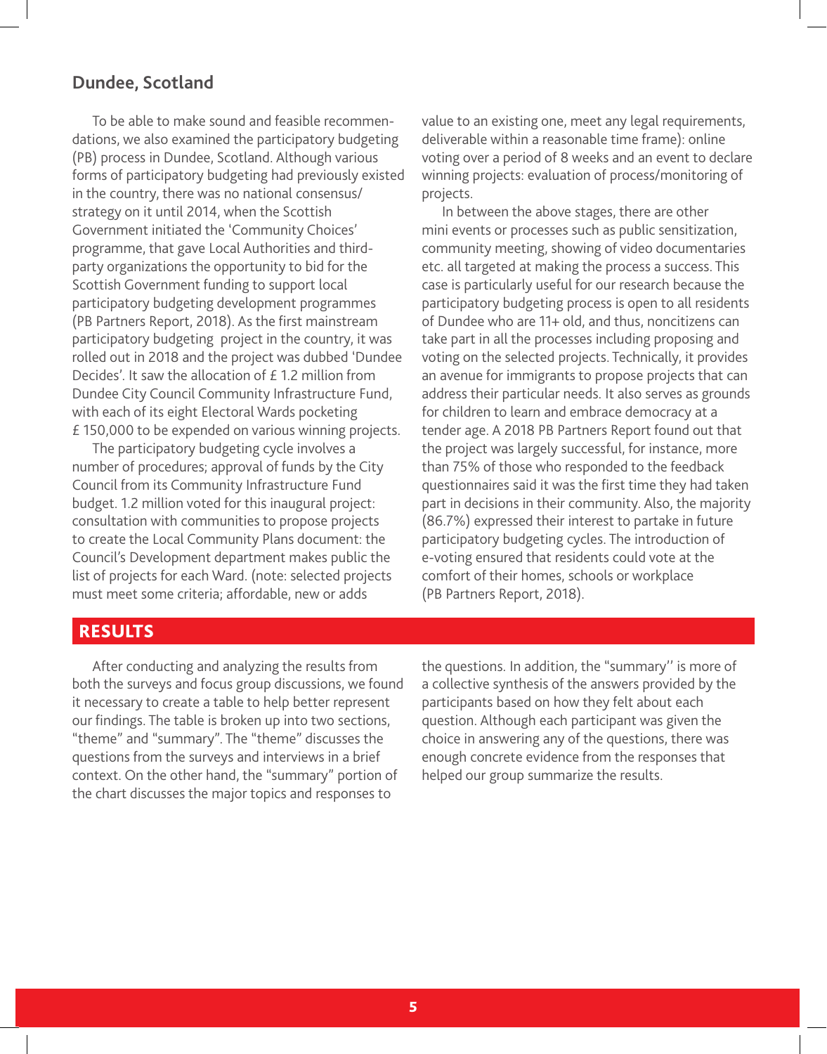## Dundee, Scotland

To be able to make sound and feasible recommendations, we also examined the participatory budgeting (PB) process in Dundee, Scotland. Although various forms of participatory budgeting had previously existed in the country, there was no national consensus/ strategy on it until 2014, when the Scottish Government initiated the 'Community Choices' programme, that gave Local Authorities and third-party organizations the opportunity to bid for the Scottish Government funding to support local participatory budgeting development programmes (PB Partners Report, 2018). As the first mainstream participatory budgeting project in the country, it was rolled out in 2018 and the project was dubbed 'Dundee Decides'. It saw the allocation of £ 1.2 million from Dundee City Council Community Infrastructure Fund, with each of its eight Electoral Wards pocketing £ 150,000 to be expended on various winning projects.

The participatory budgeting cycle involves a number of procedures; approval of funds by the City Council from its Community Infrastructure Fund budget. 1.2 million voted for this inaugural project: consultation with communities to propose projects to create the Local Community Plans document: the Council's Development department makes public the list of projects for each Ward. (note: selected projects must meet some criteria; affordable, new or adds value to an existing one, meet any legal requirements, deliverable within a reasonable time frame): online voting over a period of 8 weeks and an event to declare winning projects: evaluation of process/monitoring of projects.

In between the above stages, there are other mini events or processes such as public sensitization, community meeting, showing of video documentaries etc. all targeted at making the process a success. This case is particularly useful for our research because the participatory budgeting process is open to all residents of Dundee who are 11+ old, and thus, noncitizens can take part in all the processes including proposing and voting on the selected projects. Technically, it provides an avenue for immigrants to propose projects that can address their particular needs. It also serves as grounds for children to learn and embrace democracy at a tender age. A 2018 PB Partners Report found out that the project was largely successful, for instance, more than 75% of those who responded to the feedback questionnaires said it was the first time they had taken part in decisions in their community. Also, the majority (86.7%) expressed their interest to partake in future participatory budgeting cycles. The introduction of e-voting ensured that residents could vote at the comfort of their homes, schools or workplace (PB Partners Report, 2018).

## RESULTS

After conducting and analyzing the results from both the surveys and focus group discussions, we found it necessary to create a table to help better represent our findings. The table is broken up into two sections, "theme" and "summary". The "theme" discusses the questions from the surveys and interviews in a brief context. On the other hand, the "summary" portion of the chart discusses the major topics and responses to the questions. In addition, the "summary'' is more of a collective synthesis of the answers provided by the participants based on how they felt about each question. Although each participant was given the choice in answering any of the questions, there was enough concrete evidence from the responses that helped our group summarize the results.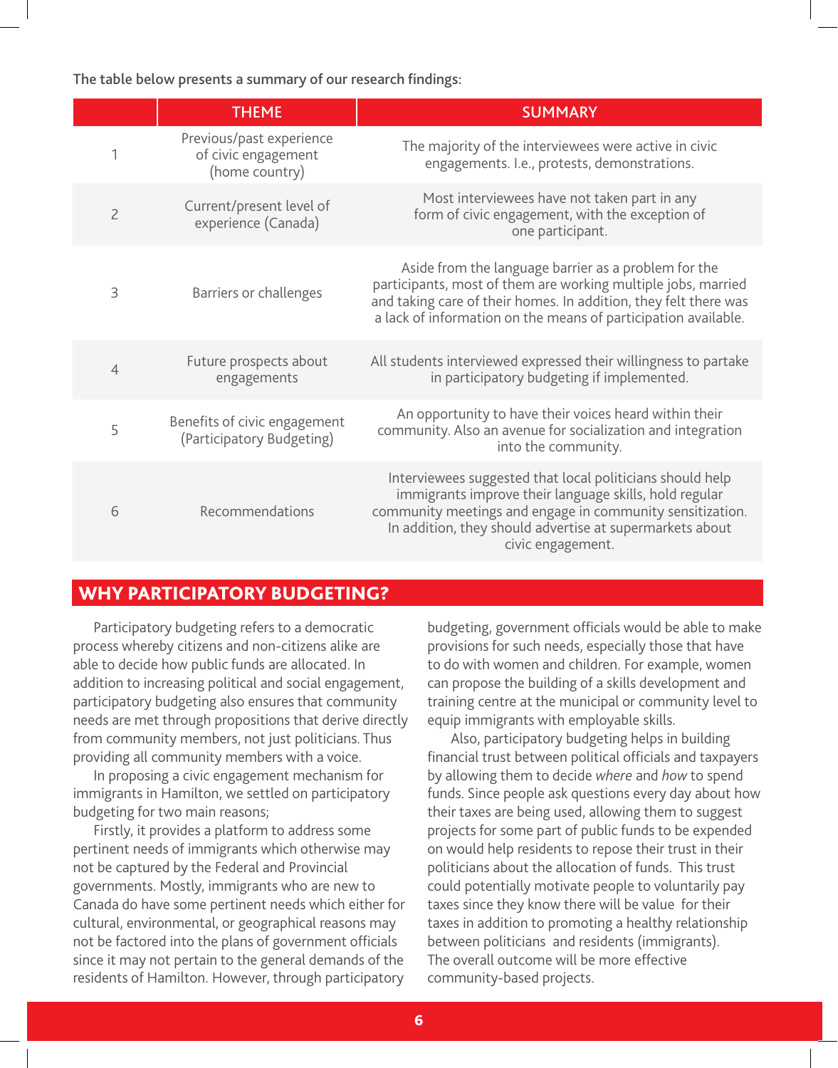The table below presents a summary of our research findings:

| | THEME | SUMMARY |
|---|---|---|
| 1 | Previous/past experience of civic engagement (home country) | The majority of the interviewees were active in civic engagements. I.e., protests, demonstrations. |
| 2 | Current/present level of experience (Canada) | Most interviewees have not taken part in any form of civic engagement, with the exception of one participant. |
| 3 | Barriers or challenges | Aside from the language barrier as a problem for the participants, most of them are working multiple jobs, married and taking care of their homes. In addition, they felt there was a lack of information on the means of participation available. |
| 4 | Future prospects about engagements | All students interviewed expressed their willingness to partake in participatory budgeting if implemented. |
| 5 | Benefits of civic engagement (Participatory Budgeting) | An opportunity to have their voices heard within their community. Also an avenue for socialization and integration into the community. |
| 6 | Recommendations | Interviewees suggested that local politicians should help immigrants improve their language skills, hold regular community meetings and engage in community sensitization. In addition, they should advertise at supermarkets about civic engagement. |

## WHY PARTICIPATORY BUDGETING?

Participatory budgeting refers to a democratic process whereby citizens and non-citizens alike are able to decide how public funds are allocated. In addition to increasing political and social engagement, participatory budgeting also ensures that community needs are met through propositions that derive directly from community members, not just politicians. Thus providing all community members with a voice.

In proposing a civic engagement mechanism for immigrants in Hamilton, we settled on participatory budgeting for two main reasons;

Firstly, it provides a platform to address some pertinent needs of immigrants which otherwise may not be captured by the Federal and Provincial governments. Mostly, immigrants who are new to Canada do have some pertinent needs which either for cultural, environmental, or geographical reasons may not be factored into the plans of government officials since it may not pertain to the general demands of the residents of Hamilton. However, through participatory budgeting, government officials would be able to make provisions for such needs, especially those that have to do with women and children. For example, women can propose the building of a skills development and training centre at the municipal or community level to equip immigrants with employable skills.

Also, participatory budgeting helps in building financial trust between political officials and taxpayers by allowing them to decide *where* and *how* to spend funds. Since people ask questions every day about how their taxes are being used, allowing them to suggest projects for some part of public funds to be expended on would help residents to repose their trust in their politicians about the allocation of funds. This trust could potentially motivate people to voluntarily pay taxes since they know there will be value for their taxes in addition to promoting a healthy relationship between politicians and residents (immigrants). The overall outcome will be more effective community-based projects.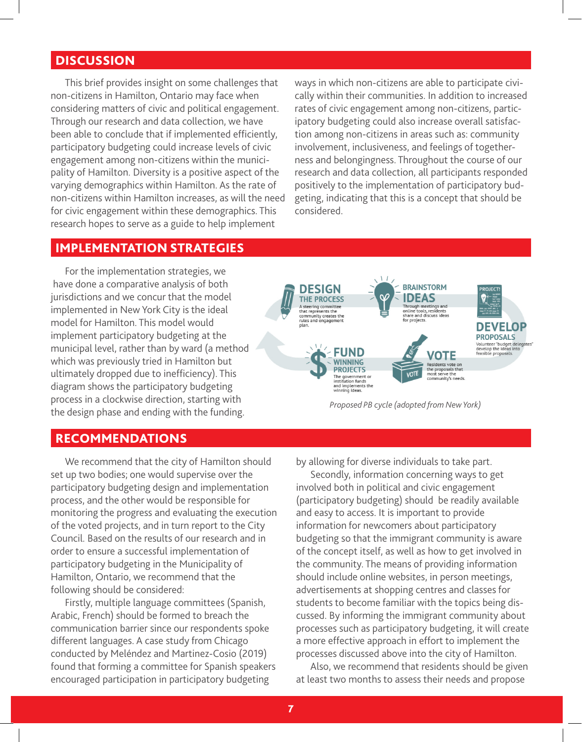## DISCUSSION

This brief provides insight on some challenges that non-citizens in Hamilton, Ontario may face when considering matters of civic and political engagement. Through our research and data collection, we have been able to conclude that if implemented efficiently, participatory budgeting could increase levels of civic engagement among non-citizens within the municipality of Hamilton. Diversity is a positive aspect of the varying demographics within Hamilton. As the rate of non-citizens within Hamilton increases, as will the need for civic engagement within these demographics. This research hopes to serve as a guide to help implement ways in which non-citizens are able to participate civically within their communities. In addition to increased rates of civic engagement among non-citizens, participatory budgeting could also increase overall satisfaction among non-citizens in areas such as: community involvement, inclusiveness, and feelings of togetherness and belongingness. Throughout the course of our research and data collection, all participants responded positively to the implementation of participatory budgeting, indicating that this is a concept that should be considered.

## IMPLEMENTATION STRATEGIES

For the implementation strategies, we have done a comparative analysis of both jurisdictions and we concur that the model implemented in New York City is the ideal model for Hamilton. This model would implement participatory budgeting at the municipal level, rather than by ward (a method which was previously tried in Hamilton but ultimately dropped due to inefficiency). This diagram shows the participatory budgeting process in a clockwise direction, starting with the design phase and ending with the funding.

**DESIGN THE PROCESS** — A steering committee that represents the community creates the rules and engagement plan.

**BRAINSTORM IDEAS** — Through meetings and online tools, residents share and discuss ideas for projects.

**DEVELOP PROPOSALS** — Volunteer "budget delegates" develop the ideas into feasible proposals.

**VOTE** — Residents vote on the proposals that most serve the community's needs.

**FUND WINNING PROJECTS** — The government or institution funds and implements the winning ideas.

*Proposed PB cycle (adopted from New York)*

## RECOMMENDATIONS

We recommend that the city of Hamilton should set up two bodies; one would supervise over the participatory budgeting design and implementation process, and the other would be responsible for monitoring the progress and evaluating the execution of the voted projects, and in turn report to the City Council. Based on the results of our research and in order to ensure a successful implementation of participatory budgeting in the Municipality of Hamilton, Ontario, we recommend that the following should be considered:

Firstly, multiple language committees (Spanish, Arabic, French) should be formed to breach the communication barrier since our respondents spoke different languages. A case study from Chicago conducted by Meléndez and Martinez-Cosio (2019) found that forming a committee for Spanish speakers encouraged participation in participatory budgeting by allowing for diverse individuals to take part.

Secondly, information concerning ways to get involved both in political and civic engagement (participatory budgeting) should be readily available and easy to access. It is important to provide information for newcomers about participatory budgeting so that the immigrant community is aware of the concept itself, as well as how to get involved in the community. The means of providing information should include online websites, in person meetings, advertisements at shopping centres and classes for students to become familiar with the topics being discussed. By informing the immigrant community about processes such as participatory budgeting, it will create a more effective approach in effort to implement the processes discussed above into the city of Hamilton.

Also, we recommend that residents should be given at least two months to assess their needs and propose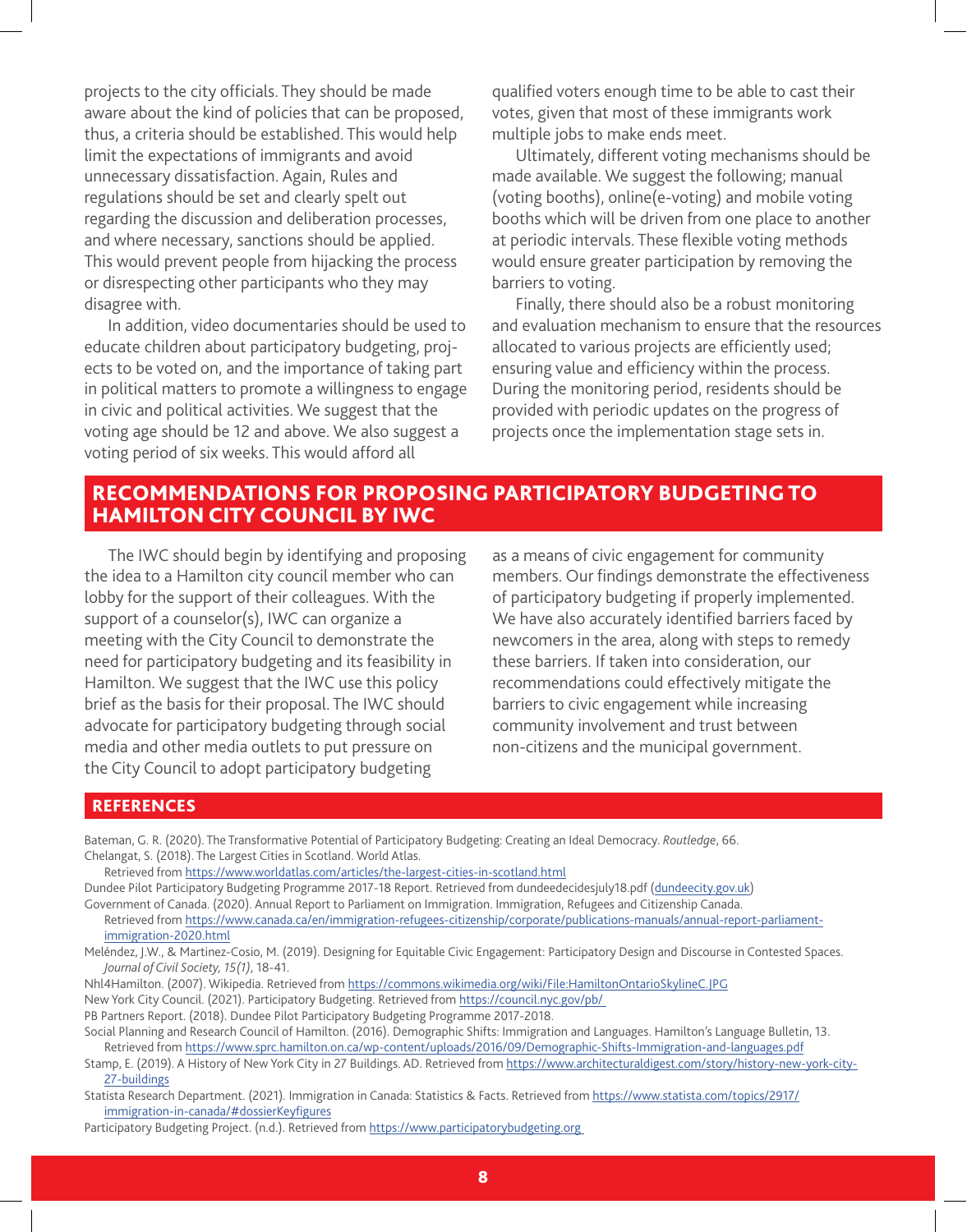projects to the city officials. They should be made aware about the kind of policies that can be proposed, thus, a criteria should be established. This would help limit the expectations of immigrants and avoid unnecessary dissatisfaction. Again, Rules and regulations should be set and clearly spelt out regarding the discussion and deliberation processes, and where necessary, sanctions should be applied. This would prevent people from hijacking the process or disrespecting other participants who they may disagree with.

In addition, video documentaries should be used to educate children about participatory budgeting, projects to be voted on, and the importance of taking part in political matters to promote a willingness to engage in civic and political activities. We suggest that the voting age should be 12 and above. We also suggest a voting period of six weeks. This would afford all qualified voters enough time to be able to cast their votes, given that most of these immigrants work multiple jobs to make ends meet.

Ultimately, different voting mechanisms should be made available. We suggest the following; manual (voting booths), online(e-voting) and mobile voting booths which will be driven from one place to another at periodic intervals. These flexible voting methods would ensure greater participation by removing the barriers to voting.

Finally, there should also be a robust monitoring and evaluation mechanism to ensure that the resources allocated to various projects are efficiently used; ensuring value and efficiency within the process. During the monitoring period, residents should be provided with periodic updates on the progress of projects once the implementation stage sets in.

## RECOMMENDATIONS FOR PROPOSING PARTICIPATORY BUDGETING TO HAMILTON CITY COUNCIL BY IWC

The IWC should begin by identifying and proposing the idea to a Hamilton city council member who can lobby for the support of their colleagues. With the support of a counselor(s), IWC can organize a meeting with the City Council to demonstrate the need for participatory budgeting and its feasibility in Hamilton. We suggest that the IWC use this policy brief as the basis for their proposal. The IWC should advocate for participatory budgeting through social media and other media outlets to put pressure on the City Council to adopt participatory budgeting as a means of civic engagement for community members. Our findings demonstrate the effectiveness of participatory budgeting if properly implemented. We have also accurately identified barriers faced by newcomers in the area, along with steps to remedy these barriers. If taken into consideration, our recommendations could effectively mitigate the barriers to civic engagement while increasing community involvement and trust between non-citizens and the municipal government.

## REFERENCES

Bateman, G. R. (2020). The Transformative Potential of Participatory Budgeting: Creating an Ideal Democracy. *Routledge*, 66.

Chelangat, S. (2018). The Largest Cities in Scotland. World Atlas. Retrieved from https://www.worldatlas.com/articles/the-largest-cities-in-scotland.html

Dundee Pilot Participatory Budgeting Programme 2017-18 Report. Retrieved from dundeedecidesjuly18.pdf (dundeecity.gov.uk)

Government of Canada. (2020). Annual Report to Parliament on Immigration. Immigration, Refugees and Citizenship Canada. Retrieved from https://www.canada.ca/en/immigration-refugees-citizenship/corporate/publications-manuals/annual-report-parliament-immigration-2020.html

Meléndez, J.W., & Martinez-Cosio, M. (2019). Designing for Equitable Civic Engagement: Participatory Design and Discourse in Contested Spaces. *Journal of Civil Society, 15(1)*, 18-41.

Nhl4Hamilton. (2007). Wikipedia. Retrieved from https://commons.wikimedia.org/wiki/File:HamiltonOntarioSkylineC.JPG

New York City Council. (2021). Participatory Budgeting. Retrieved from https://council.nyc.gov/pb/

PB Partners Report. (2018). Dundee Pilot Participatory Budgeting Programme 2017-2018.

Social Planning and Research Council of Hamilton. (2016). Demographic Shifts: Immigration and Languages. Hamilton's Language Bulletin, 13. Retrieved from https://www.sprc.hamilton.on.ca/wp-content/uploads/2016/09/Demographic-Shifts-Immigration-and-languages.pdf

Stamp, E. (2019). A History of New York City in 27 Buildings. AD. Retrieved from https://www.architecturaldigest.com/story/history-new-york-city-27-buildings

Statista Research Department. (2021). Immigration in Canada: Statistics & Facts. Retrieved from https://www.statista.com/topics/2917/immigration-in-canada/#dossierKeyfigures

Participatory Budgeting Project. (n.d.). Retrieved from https://www.participatorybudgeting.org